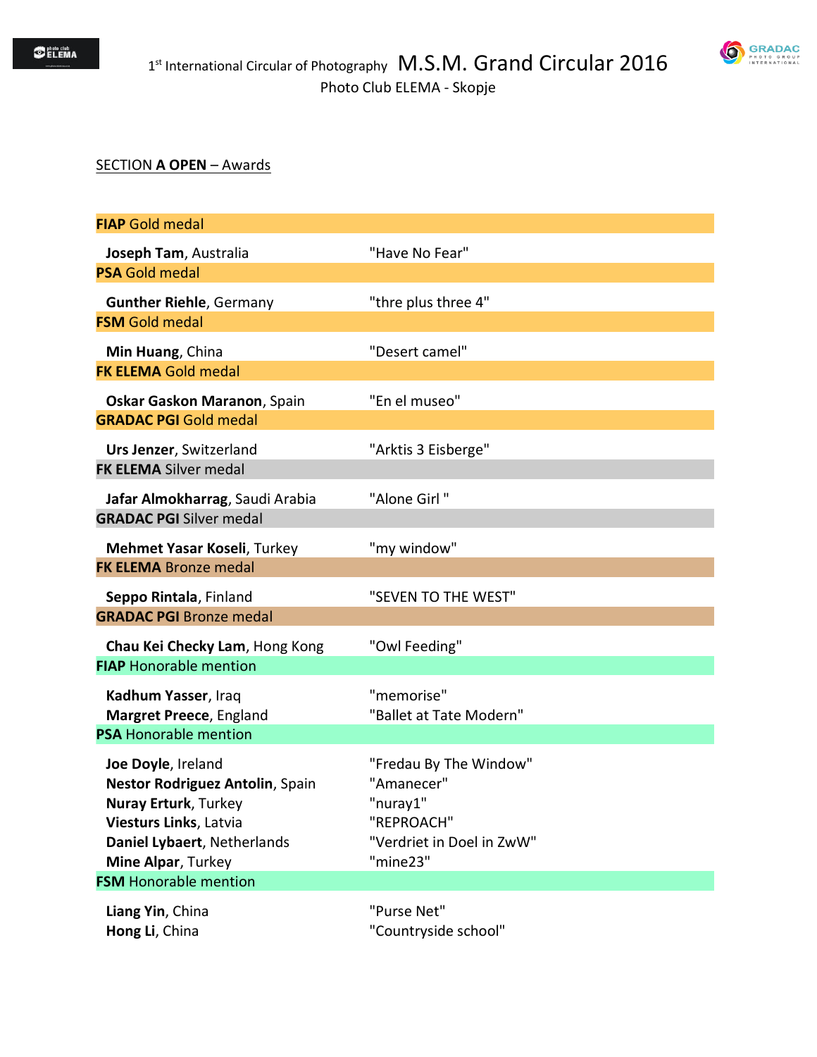1[st] International Circular of Photography **M.S.M. Grand Circular 2016**

Photo Club ELEMA - Skopje

SECTION **A OPEN** – Awards

**FIAP** Gold medal

| | |
|---|---|
| **Joseph Tam**, Australia | "Have No Fear" |

**PSA** Gold medal

| | |
|---|---|
| **Gunther Riehle**, Germany | "thre plus three 4" |

**FSM** Gold medal

| | |
|---|---|
| **Min Huang**, China | "Desert camel" |

**FK ELEMA** Gold medal

| | |
|---|---|
| **Oskar Gaskon Maranon**, Spain | "En el museo" |

**GRADAC PGI** Gold medal

| | |
|---|---|
| **Urs Jenzer**, Switzerland | "Arktis 3 Eisberge" |

**FK ELEMA** Silver medal

| | |
|---|---|
| **Jafar Almokharrag**, Saudi Arabia | "Alone Girl " |

**GRADAC PGI** Silver medal

| | |
|---|---|
| **Mehmet Yasar Koseli**, Turkey | "my window" |

**FK ELEMA** Bronze medal

| | |
|---|---|
| **Seppo Rintala**, Finland | "SEVEN TO THE WEST" |

**GRADAC PGI** Bronze medal

| | |
|---|---|
| **Chau Kei Checky Lam**, Hong Kong | "Owl Feeding" |

**FIAP** Honorable mention

| | |
|---|---|
| **Kadhum Yasser**, Iraq | "memorise" |
| **Margret Preece**, England | "Ballet at Tate Modern" |

**PSA** Honorable mention

| | |
|---|---|
| **Joe Doyle**, Ireland | "Fredau By The Window" |
| **Nestor Rodriguez Antolin**, Spain | "Amanecer" |
| **Nuray Erturk**, Turkey | "nuray1" |
| **Viesturs Links**, Latvia | "REPROACH" |
| **Daniel Lybaert**, Netherlands | "Verdriet in Doel in ZwW" |
| **Mine Alpar**, Turkey | "mine23" |

**FSM** Honorable mention

| | |
|---|---|
| **Liang Yin**, China | "Purse Net" |
| **Hong Li**, China | "Countryside school" |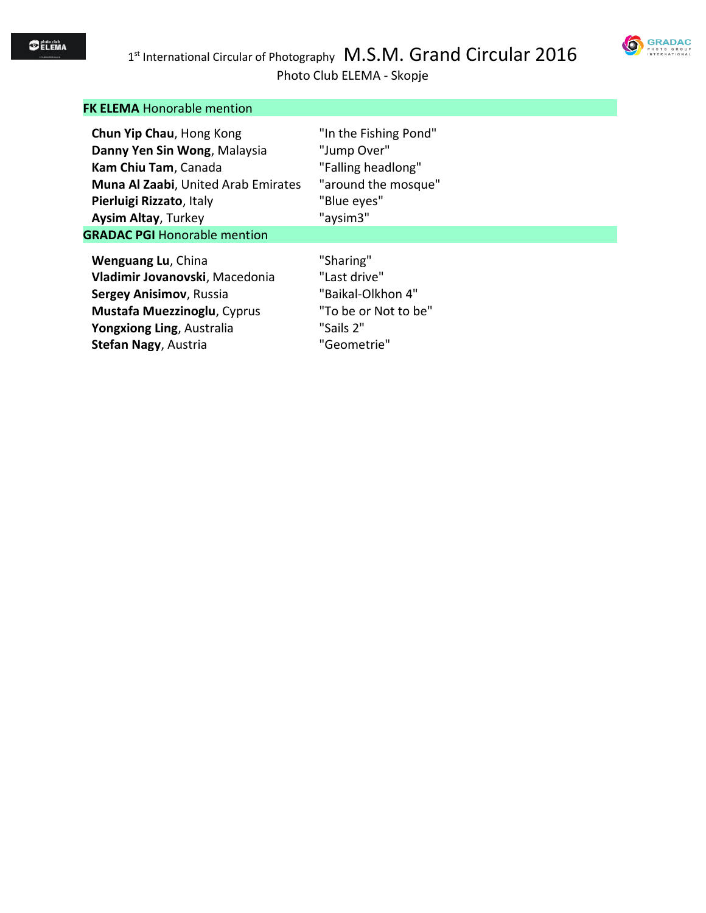## FK ELEMA Honorable mention

| | |
|---|---|
| **Chun Yip Chau**, Hong Kong | "In the Fishing Pond" |
| **Danny Yen Sin Wong**, Malaysia | "Jump Over" |
| **Kam Chiu Tam**, Canada | "Falling headlong" |
| **Muna Al Zaabi**, United Arab Emirates | "around the mosque" |
| **Pierluigi Rizzato**, Italy | "Blue eyes" |
| **Aysim Altay**, Turkey | "aysim3" |

## GRADAC PGI Honorable mention

| | |
|---|---|
| **Wenguang Lu**, China | "Sharing" |
| **Vladimir Jovanovski**, Macedonia | "Last drive" |
| **Sergey Anisimov**, Russia | "Baikal-Olkhon 4" |
| **Mustafa Muezzinoglu**, Cyprus | "To be or Not to be" |
| **Yongxiong Ling**, Australia | "Sails 2" |
| **Stefan Nagy**, Austria | "Geometrie" |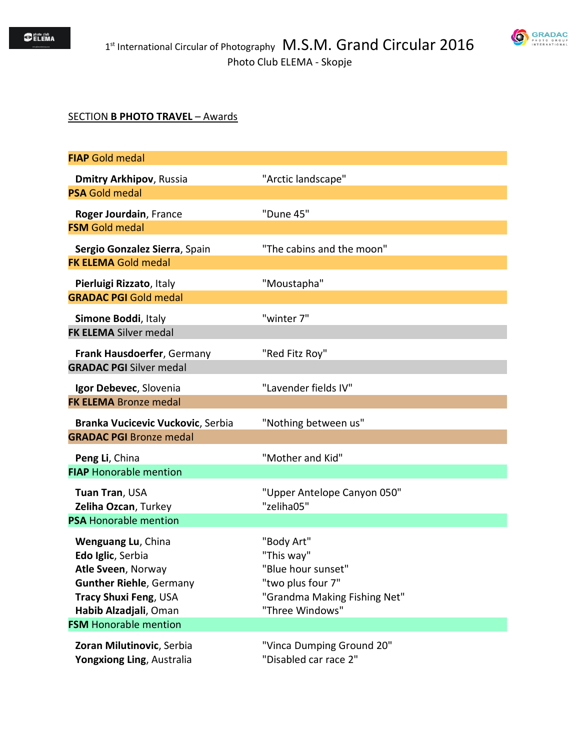1st International Circular of Photography M.S.M. Grand Circular 2016
Photo Club ELEMA - Skopje

SECTION **B PHOTO TRAVEL** – Awards

**FIAP** Gold medal

| | |
|---|---|
| **Dmitry Arkhipov**, Russia | "Arctic landscape" |

**PSA** Gold medal

| | |
|---|---|
| **Roger Jourdain**, France | "Dune 45" |

**FSM** Gold medal

| | |
|---|---|
| **Sergio Gonzalez Sierra**, Spain | "The cabins and the moon" |

**FK ELEMA** Gold medal

| | |
|---|---|
| **Pierluigi Rizzato**, Italy | "Moustapha" |

**GRADAC PGI** Gold medal

| | |
|---|---|
| **Simone Boddi**, Italy | "winter 7" |

**FK ELEMA** Silver medal

| | |
|---|---|
| **Frank Hausdoerfer**, Germany | "Red Fitz Roy" |

**GRADAC PGI** Silver medal

| | |
|---|---|
| **Igor Debevec**, Slovenia | "Lavender fields IV" |

**FK ELEMA** Bronze medal

| | |
|---|---|
| **Branka Vucicevic Vuckovic**, Serbia | "Nothing between us" |

**GRADAC PGI** Bronze medal

| | |
|---|---|
| **Peng Li**, China | "Mother and Kid" |

**FIAP** Honorable mention

| | |
|---|---|
| **Tuan Tran**, USA | "Upper Antelope Canyon 050" |
| **Zeliha Ozcan**, Turkey | "zeliha05" |

**PSA** Honorable mention

| | |
|---|---|
| **Wenguang Lu**, China | "Body Art" |
| **Edo Iglic**, Serbia | "This way" |
| **Atle Sveen**, Norway | "Blue hour sunset" |
| **Gunther Riehle**, Germany | "two plus four 7" |
| **Tracy Shuxi Feng**, USA | "Grandma Making Fishing Net" |
| **Habib Alzadjali**, Oman | "Three Windows" |

**FSM** Honorable mention

| | |
|---|---|
| **Zoran Milutinovic**, Serbia | "Vinca Dumping Ground 20" |
| **Yongxiong Ling**, Australia | "Disabled car race 2" |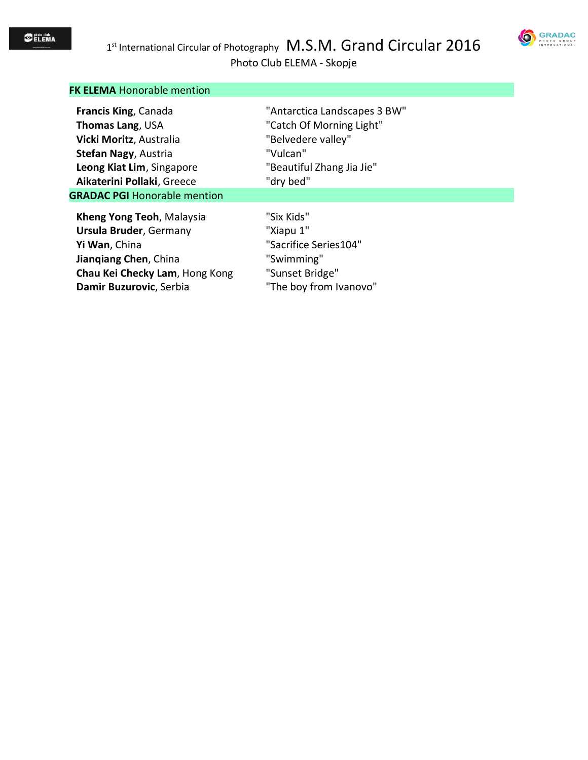1st International Circular of Photography **M.S.M. Grand Circular 2016**

Photo Club ELEMA - Skopje

## **FK ELEMA** Honorable mention

| | |
|---|---|
| **Francis King**, Canada | "Antarctica Landscapes 3 BW" |
| **Thomas Lang**, USA | "Catch Of Morning Light" |
| **Vicki Moritz**, Australia | "Belvedere valley" |
| **Stefan Nagy**, Austria | "Vulcan" |
| **Leong Kiat Lim**, Singapore | "Beautiful Zhang Jia Jie" |
| **Aikaterini Pollaki**, Greece | "dry bed" |

## **GRADAC PGI** Honorable mention

| | |
|---|---|
| **Kheng Yong Teoh**, Malaysia | "Six Kids" |
| **Ursula Bruder**, Germany | "Xiapu 1" |
| **Yi Wan**, China | "Sacrifice Series104" |
| **Jianqiang Chen**, China | "Swimming" |
| **Chau Kei Checky Lam**, Hong Kong | "Sunset Bridge" |
| **Damir Buzurovic**, Serbia | "The boy from Ivanovo" |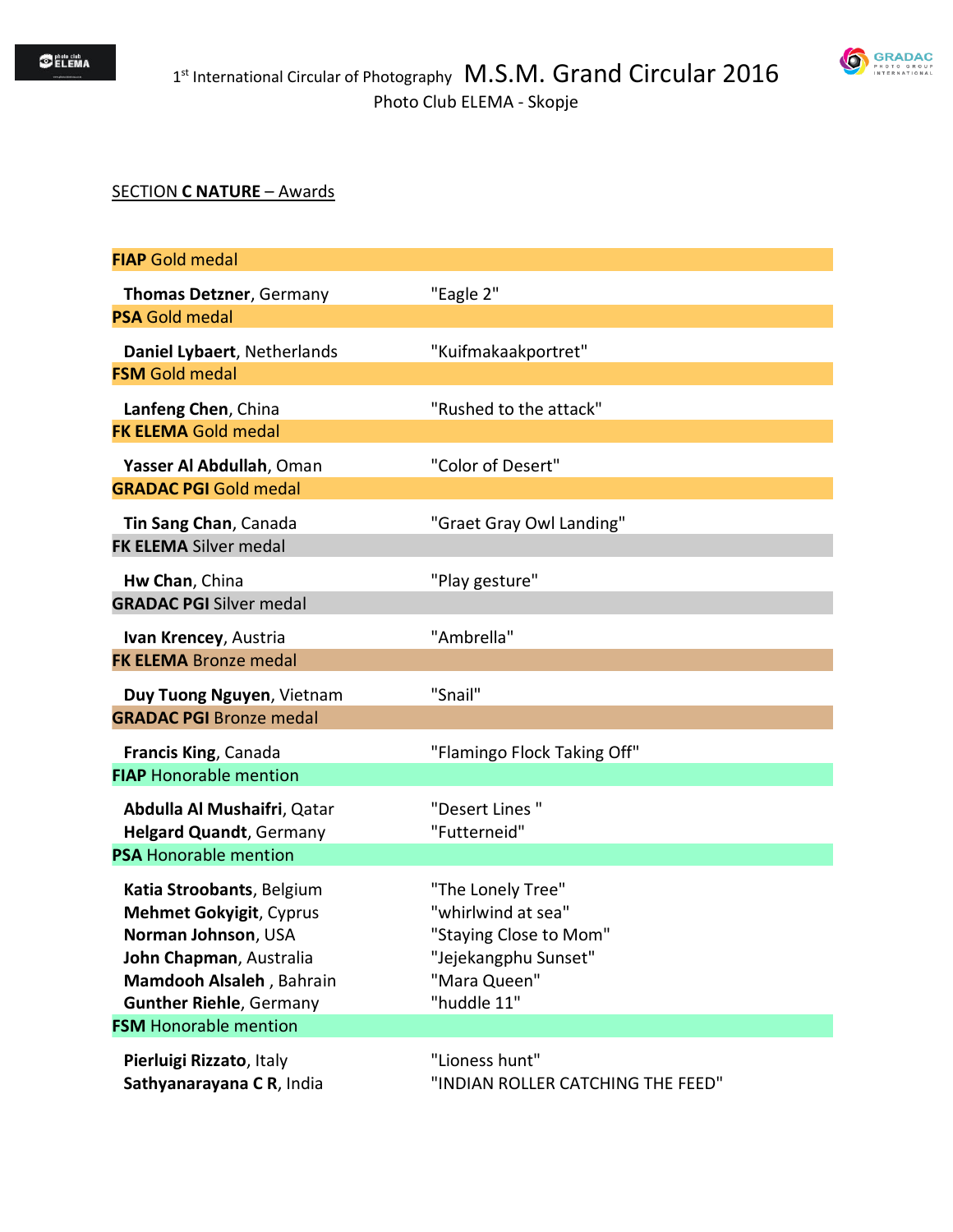1[st] International Circular of Photography **M.S.M. Grand Circular 2016**
Photo Club ELEMA - Skopje

## SECTION **C NATURE** – Awards

| | |
|---|---|
| **FIAP** Gold medal | |
| **Thomas Detzner**, Germany | "Eagle 2" |
| **PSA** Gold medal | |
| **Daniel Lybaert**, Netherlands | "Kuifmakaakportret" |
| **FSM** Gold medal | |
| **Lanfeng Chen**, China | "Rushed to the attack" |
| **FK ELEMA** Gold medal | |
| **Yasser Al Abdullah**, Oman | "Color of Desert" |
| **GRADAC PGI** Gold medal | |
| **Tin Sang Chan**, Canada | "Graet Gray Owl Landing" |
| **FK ELEMA** Silver medal | |
| **Hw Chan**, China | "Play gesture" |
| **GRADAC PGI** Silver medal | |
| **Ivan Krencey**, Austria | "Ambrella" |
| **FK ELEMA** Bronze medal | |
| **Duy Tuong Nguyen**, Vietnam | "Snail" |
| **GRADAC PGI** Bronze medal | |
| **Francis King**, Canada | "Flamingo Flock Taking Off" |
| **FIAP** Honorable mention | |
| **Abdulla Al Mushaifri**, Qatar | "Desert Lines " |
| **Helgard Quandt**, Germany | "Futterneid" |
| **PSA** Honorable mention | |
| **Katia Stroobants**, Belgium | "The Lonely Tree" |
| **Mehmet Gokyigit**, Cyprus | "whirlwind at sea" |
| **Norman Johnson**, USA | "Staying Close to Mom" |
| **John Chapman**, Australia | "Jejekangphu Sunset" |
| **Mamdooh Alsaleh** , Bahrain | "Mara Queen" |
| **Gunther Riehle**, Germany | "huddle 11" |
| **FSM** Honorable mention | |
| **Pierluigi Rizzato**, Italy | "Lioness hunt" |
| **Sathyanarayana C R**, India | "INDIAN ROLLER CATCHING THE FEED" |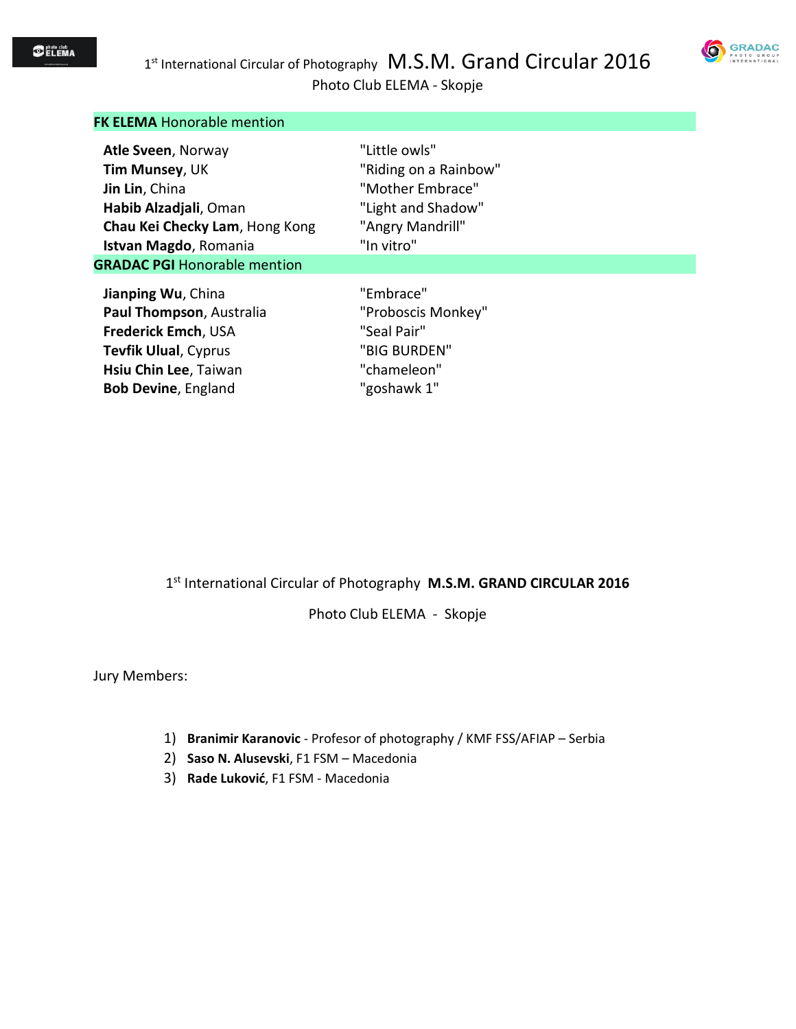1st International Circular of Photography M.S.M. Grand Circular 2016

Photo Club ELEMA - Skopje

**FK ELEMA** Honorable mention

| | |
|---|---|
| **Atle Sveen**, Norway | "Little owls" |
| **Tim Munsey**, UK | "Riding on a Rainbow" |
| **Jin Lin**, China | "Mother Embrace" |
| **Habib Alzadjali**, Oman | "Light and Shadow" |
| **Chau Kei Checky Lam**, Hong Kong | "Angry Mandrill" |
| **Istvan Magdo**, Romania | "In vitro" |

**GRADAC PGI** Honorable mention

| | |
|---|---|
| **Jianping Wu**, China | "Embrace" |
| **Paul Thompson**, Australia | "Proboscis Monkey" |
| **Frederick Emch**, USA | "Seal Pair" |
| **Tevfik Ulual**, Cyprus | "BIG BURDEN" |
| **Hsiu Chin Lee**, Taiwan | "chameleon" |
| **Bob Devine**, England | "goshawk 1" |

1st International Circular of Photography **M.S.M. GRAND CIRCULAR 2016**

Photo Club ELEMA - Skopje

Jury Members:

1) **Branimir Karanovic** - Profesor of photography / KMF FSS/AFIAP – Serbia
2) **Saso N. Alusevski**, F1 FSM – Macedonia
3) **Rade Luković**, F1 FSM - Macedonia